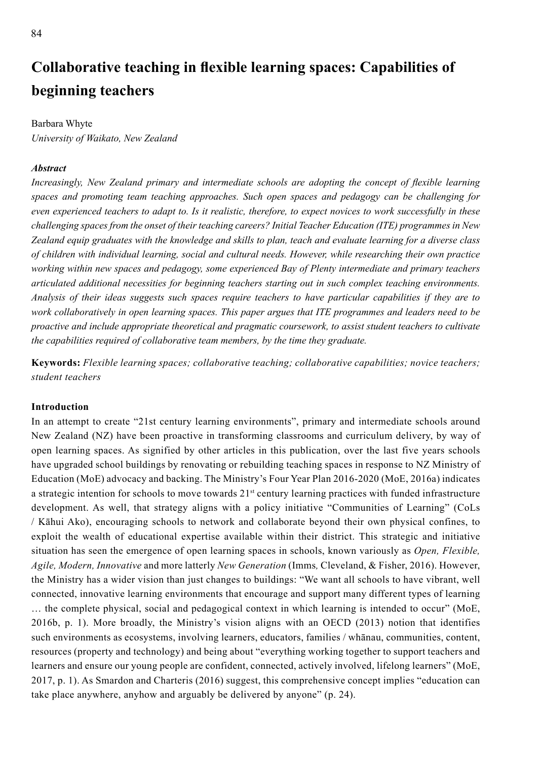# Collaborative teaching in flexible learning spaces: Capabilities of beginning teachers

Barbara Whyte

*University of Waikato, New Zealand*

***Abstract***

*Increasingly, New Zealand primary and intermediate schools are adopting the concept of flexible learning spaces and promoting team teaching approaches. Such open spaces and pedagogy can be challenging for even experienced teachers to adapt to. Is it realistic, therefore, to expect novices to work successfully in these challenging spaces from the onset of their teaching careers? Initial Teacher Education (ITE) programmes in New Zealand equip graduates with the knowledge and skills to plan, teach and evaluate learning for a diverse class of children with individual learning, social and cultural needs. However, while researching their own practice working within new spaces and pedagogy, some experienced Bay of Plenty intermediate and primary teachers articulated additional necessities for beginning teachers starting out in such complex teaching environments. Analysis of their ideas suggests such spaces require teachers to have particular capabilities if they are to work collaboratively in open learning spaces. This paper argues that ITE programmes and leaders need to be proactive and include appropriate theoretical and pragmatic coursework, to assist student teachers to cultivate the capabilities required of collaborative team members, by the time they graduate.*

**Keywords:** *Flexible learning spaces; collaborative teaching; collaborative capabilities; novice teachers; student teachers*

## Introduction

In an attempt to create "21st century learning environments", primary and intermediate schools around New Zealand (NZ) have been proactive in transforming classrooms and curriculum delivery, by way of open learning spaces. As signified by other articles in this publication, over the last five years schools have upgraded school buildings by renovating or rebuilding teaching spaces in response to NZ Ministry of Education (MoE) advocacy and backing. The Ministry's Four Year Plan 2016-2020 (MoE, 2016a) indicates a strategic intention for schools to move towards 21st century learning practices with funded infrastructure development. As well, that strategy aligns with a policy initiative "Communities of Learning" (CoLs / Kāhui Ako), encouraging schools to network and collaborate beyond their own physical confines, to exploit the wealth of educational expertise available within their district. This strategic and initiative situation has seen the emergence of open learning spaces in schools, known variously as *Open, Flexible, Agile, Modern, Innovative* and more latterly *New Generation* (Imms, Cleveland, & Fisher, 2016). However, the Ministry has a wider vision than just changes to buildings: "We want all schools to have vibrant, well connected, innovative learning environments that encourage and support many different types of learning … the complete physical, social and pedagogical context in which learning is intended to occur" (MoE, 2016b, p. 1). More broadly, the Ministry's vision aligns with an OECD (2013) notion that identifies such environments as ecosystems, involving learners, educators, families / whānau, communities, content, resources (property and technology) and being about "everything working together to support teachers and learners and ensure our young people are confident, connected, actively involved, lifelong learners" (MoE, 2017, p. 1). As Smardon and Charteris (2016) suggest, this comprehensive concept implies "education can take place anywhere, anyhow and arguably be delivered by anyone" (p. 24).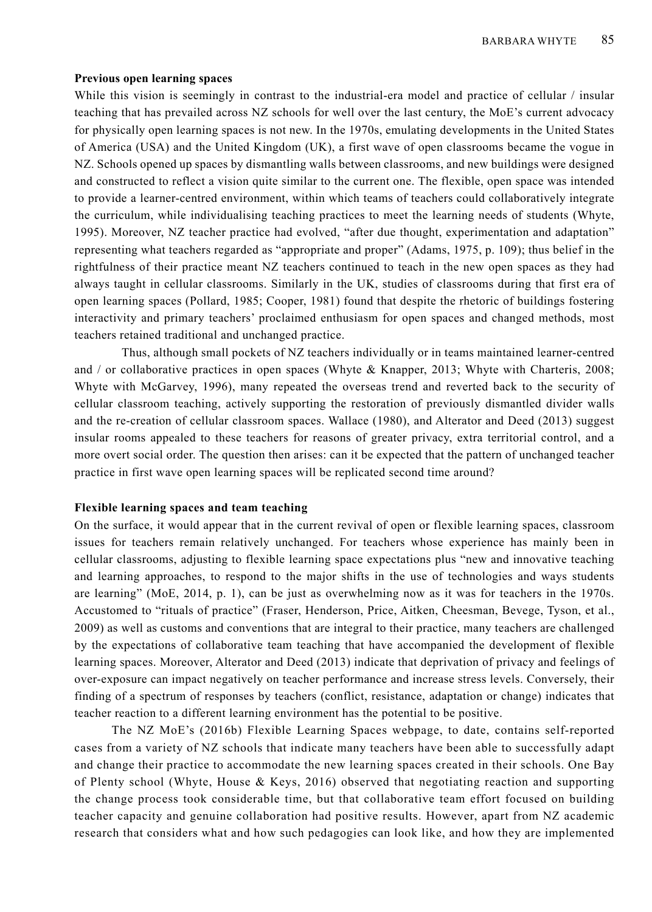**Previous open learning spaces**

While this vision is seemingly in contrast to the industrial-era model and practice of cellular / insular teaching that has prevailed across NZ schools for well over the last century, the MoE's current advocacy for physically open learning spaces is not new. In the 1970s, emulating developments in the United States of America (USA) and the United Kingdom (UK), a first wave of open classrooms became the vogue in NZ. Schools opened up spaces by dismantling walls between classrooms, and new buildings were designed and constructed to reflect a vision quite similar to the current one. The flexible, open space was intended to provide a learner-centred environment, within which teams of teachers could collaboratively integrate the curriculum, while individualising teaching practices to meet the learning needs of students (Whyte, 1995). Moreover, NZ teacher practice had evolved, "after due thought, experimentation and adaptation" representing what teachers regarded as "appropriate and proper" (Adams, 1975, p. 109); thus belief in the rightfulness of their practice meant NZ teachers continued to teach in the new open spaces as they had always taught in cellular classrooms. Similarly in the UK, studies of classrooms during that first era of open learning spaces (Pollard, 1985; Cooper, 1981) found that despite the rhetoric of buildings fostering interactivity and primary teachers' proclaimed enthusiasm for open spaces and changed methods, most teachers retained traditional and unchanged practice.

Thus, although small pockets of NZ teachers individually or in teams maintained learner-centred and / or collaborative practices in open spaces (Whyte & Knapper, 2013; Whyte with Charteris, 2008; Whyte with McGarvey, 1996), many repeated the overseas trend and reverted back to the security of cellular classroom teaching, actively supporting the restoration of previously dismantled divider walls and the re-creation of cellular classroom spaces. Wallace (1980), and Alterator and Deed (2013) suggest insular rooms appealed to these teachers for reasons of greater privacy, extra territorial control, and a more overt social order. The question then arises: can it be expected that the pattern of unchanged teacher practice in first wave open learning spaces will be replicated second time around?

**Flexible learning spaces and team teaching**

On the surface, it would appear that in the current revival of open or flexible learning spaces, classroom issues for teachers remain relatively unchanged. For teachers whose experience has mainly been in cellular classrooms, adjusting to flexible learning space expectations plus "new and innovative teaching and learning approaches, to respond to the major shifts in the use of technologies and ways students are learning" (MoE, 2014, p. 1), can be just as overwhelming now as it was for teachers in the 1970s. Accustomed to "rituals of practice" (Fraser, Henderson, Price, Aitken, Cheesman, Bevege, Tyson, et al., 2009) as well as customs and conventions that are integral to their practice, many teachers are challenged by the expectations of collaborative team teaching that have accompanied the development of flexible learning spaces. Moreover, Alterator and Deed (2013) indicate that deprivation of privacy and feelings of over-exposure can impact negatively on teacher performance and increase stress levels. Conversely, their finding of a spectrum of responses by teachers (conflict, resistance, adaptation or change) indicates that teacher reaction to a different learning environment has the potential to be positive.

The NZ MoE's (2016b) Flexible Learning Spaces webpage, to date, contains self-reported cases from a variety of NZ schools that indicate many teachers have been able to successfully adapt and change their practice to accommodate the new learning spaces created in their schools. One Bay of Plenty school (Whyte, House & Keys, 2016) observed that negotiating reaction and supporting the change process took considerable time, but that collaborative team effort focused on building teacher capacity and genuine collaboration had positive results. However, apart from NZ academic research that considers what and how such pedagogies can look like, and how they are implemented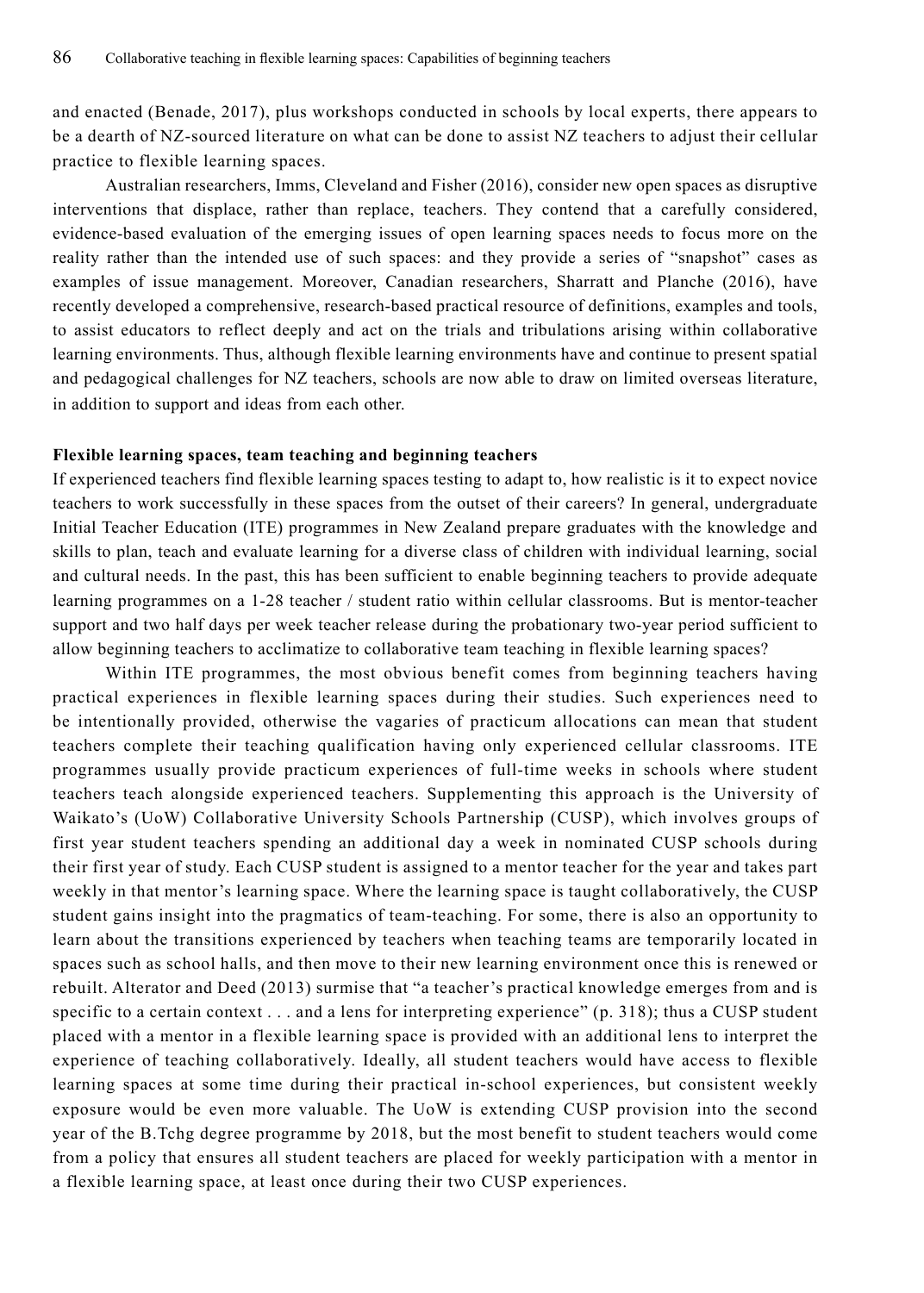and enacted (Benade, 2017), plus workshops conducted in schools by local experts, there appears to be a dearth of NZ-sourced literature on what can be done to assist NZ teachers to adjust their cellular practice to flexible learning spaces.

Australian researchers, Imms, Cleveland and Fisher (2016), consider new open spaces as disruptive interventions that displace, rather than replace, teachers. They contend that a carefully considered, evidence-based evaluation of the emerging issues of open learning spaces needs to focus more on the reality rather than the intended use of such spaces: and they provide a series of "snapshot" cases as examples of issue management. Moreover, Canadian researchers, Sharratt and Planche (2016), have recently developed a comprehensive, research-based practical resource of definitions, examples and tools, to assist educators to reflect deeply and act on the trials and tribulations arising within collaborative learning environments. Thus, although flexible learning environments have and continue to present spatial and pedagogical challenges for NZ teachers, schools are now able to draw on limited overseas literature, in addition to support and ideas from each other.

**Flexible learning spaces, team teaching and beginning teachers**

If experienced teachers find flexible learning spaces testing to adapt to, how realistic is it to expect novice teachers to work successfully in these spaces from the outset of their careers? In general, undergraduate Initial Teacher Education (ITE) programmes in New Zealand prepare graduates with the knowledge and skills to plan, teach and evaluate learning for a diverse class of children with individual learning, social and cultural needs. In the past, this has been sufficient to enable beginning teachers to provide adequate learning programmes on a 1-28 teacher / student ratio within cellular classrooms. But is mentor-teacher support and two half days per week teacher release during the probationary two-year period sufficient to allow beginning teachers to acclimatize to collaborative team teaching in flexible learning spaces?

Within ITE programmes, the most obvious benefit comes from beginning teachers having practical experiences in flexible learning spaces during their studies. Such experiences need to be intentionally provided, otherwise the vagaries of practicum allocations can mean that student teachers complete their teaching qualification having only experienced cellular classrooms. ITE programmes usually provide practicum experiences of full-time weeks in schools where student teachers teach alongside experienced teachers. Supplementing this approach is the University of Waikato's (UoW) Collaborative University Schools Partnership (CUSP), which involves groups of first year student teachers spending an additional day a week in nominated CUSP schools during their first year of study. Each CUSP student is assigned to a mentor teacher for the year and takes part weekly in that mentor's learning space. Where the learning space is taught collaboratively, the CUSP student gains insight into the pragmatics of team-teaching. For some, there is also an opportunity to learn about the transitions experienced by teachers when teaching teams are temporarily located in spaces such as school halls, and then move to their new learning environment once this is renewed or rebuilt. Alterator and Deed (2013) surmise that "a teacher's practical knowledge emerges from and is specific to a certain context . . . and a lens for interpreting experience" (p. 318); thus a CUSP student placed with a mentor in a flexible learning space is provided with an additional lens to interpret the experience of teaching collaboratively. Ideally, all student teachers would have access to flexible learning spaces at some time during their practical in-school experiences, but consistent weekly exposure would be even more valuable. The UoW is extending CUSP provision into the second year of the B.Tchg degree programme by 2018, but the most benefit to student teachers would come from a policy that ensures all student teachers are placed for weekly participation with a mentor in a flexible learning space, at least once during their two CUSP experiences.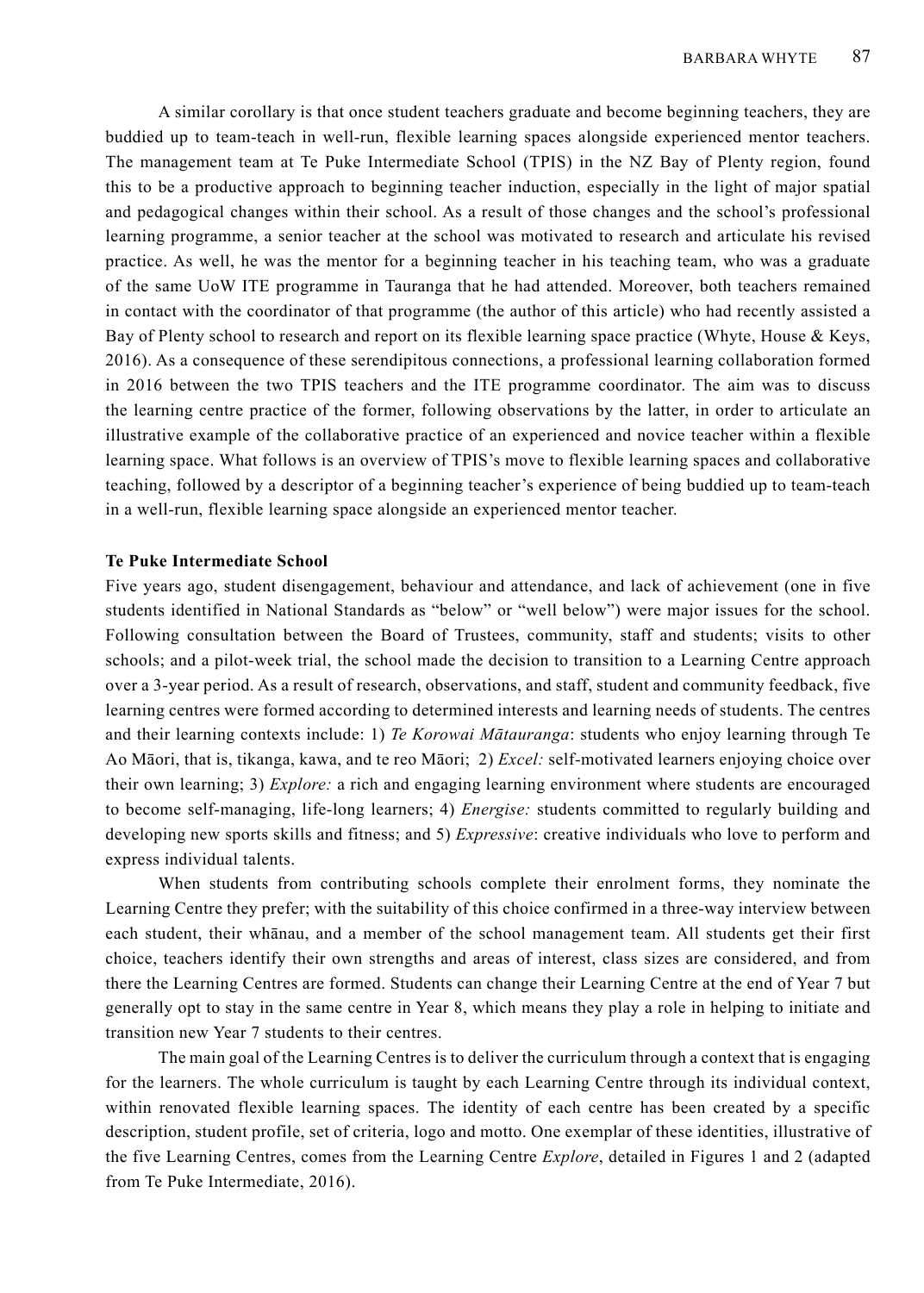A similar corollary is that once student teachers graduate and become beginning teachers, they are buddied up to team-teach in well-run, flexible learning spaces alongside experienced mentor teachers. The management team at Te Puke Intermediate School (TPIS) in the NZ Bay of Plenty region, found this to be a productive approach to beginning teacher induction, especially in the light of major spatial and pedagogical changes within their school. As a result of those changes and the school's professional learning programme, a senior teacher at the school was motivated to research and articulate his revised practice. As well, he was the mentor for a beginning teacher in his teaching team, who was a graduate of the same UoW ITE programme in Tauranga that he had attended. Moreover, both teachers remained in contact with the coordinator of that programme (the author of this article) who had recently assisted a Bay of Plenty school to research and report on its flexible learning space practice (Whyte, House & Keys, 2016). As a consequence of these serendipitous connections, a professional learning collaboration formed in 2016 between the two TPIS teachers and the ITE programme coordinator. The aim was to discuss the learning centre practice of the former, following observations by the latter, in order to articulate an illustrative example of the collaborative practice of an experienced and novice teacher within a flexible learning space. What follows is an overview of TPIS's move to flexible learning spaces and collaborative teaching, followed by a descriptor of a beginning teacher's experience of being buddied up to team-teach in a well-run, flexible learning space alongside an experienced mentor teacher.

### Te Puke Intermediate School

Five years ago, student disengagement, behaviour and attendance, and lack of achievement (one in five students identified in National Standards as "below" or "well below") were major issues for the school. Following consultation between the Board of Trustees, community, staff and students; visits to other schools; and a pilot-week trial, the school made the decision to transition to a Learning Centre approach over a 3-year period. As a result of research, observations, and staff, student and community feedback, five learning centres were formed according to determined interests and learning needs of students. The centres and their learning contexts include: 1) *Te Korowai Mātauranga*: students who enjoy learning through Te Ao Māori, that is, tikanga, kawa, and te reo Māori; 2) *Excel:* self-motivated learners enjoying choice over their own learning; 3) *Explore:* a rich and engaging learning environment where students are encouraged to become self-managing, life-long learners; 4) *Energise:* students committed to regularly building and developing new sports skills and fitness; and 5) *Expressive*: creative individuals who love to perform and express individual talents.

When students from contributing schools complete their enrolment forms, they nominate the Learning Centre they prefer; with the suitability of this choice confirmed in a three-way interview between each student, their whānau, and a member of the school management team. All students get their first choice, teachers identify their own strengths and areas of interest, class sizes are considered, and from there the Learning Centres are formed. Students can change their Learning Centre at the end of Year 7 but generally opt to stay in the same centre in Year 8, which means they play a role in helping to initiate and transition new Year 7 students to their centres.

The main goal of the Learning Centres is to deliver the curriculum through a context that is engaging for the learners. The whole curriculum is taught by each Learning Centre through its individual context, within renovated flexible learning spaces. The identity of each centre has been created by a specific description, student profile, set of criteria, logo and motto. One exemplar of these identities, illustrative of the five Learning Centres, comes from the Learning Centre *Explore*, detailed in Figures 1 and 2 (adapted from Te Puke Intermediate, 2016).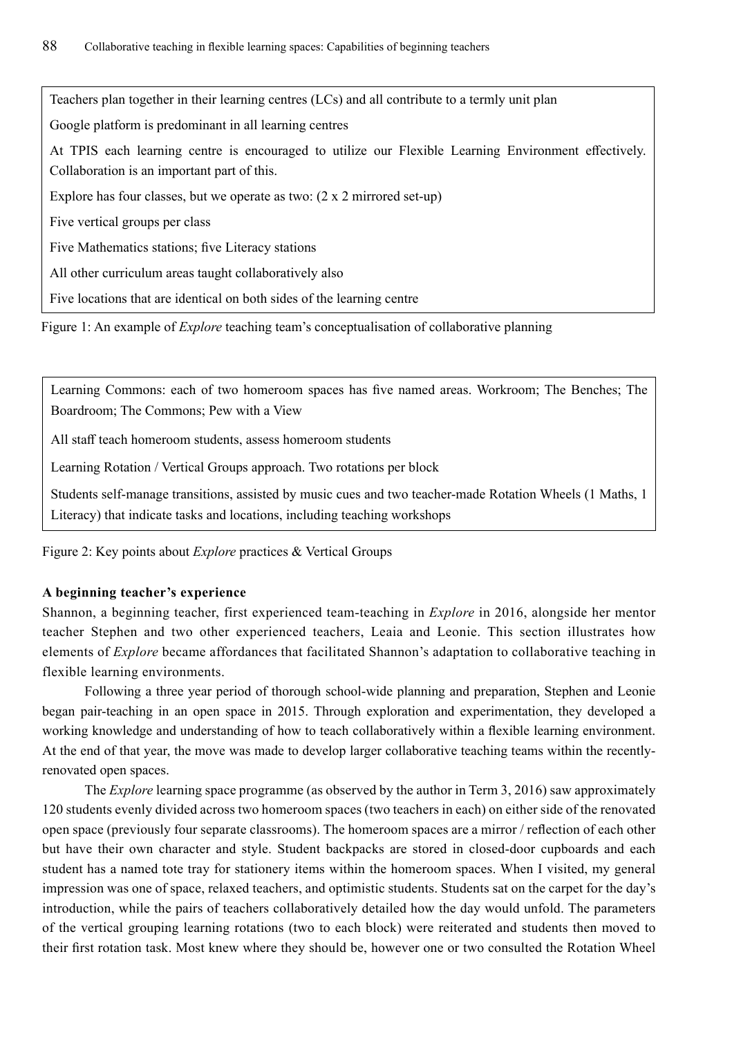Teachers plan together in their learning centres (LCs) and all contribute to a termly unit plan

Google platform is predominant in all learning centres

At TPIS each learning centre is encouraged to utilize our Flexible Learning Environment effectively. Collaboration is an important part of this.

Explore has four classes, but we operate as two: (2 x 2 mirrored set-up)

Five vertical groups per class

Five Mathematics stations; five Literacy stations

All other curriculum areas taught collaboratively also

Five locations that are identical on both sides of the learning centre

Figure 1: An example of *Explore* teaching team's conceptualisation of collaborative planning

Learning Commons: each of two homeroom spaces has five named areas. Workroom; The Benches; The Boardroom; The Commons; Pew with a View

All staff teach homeroom students, assess homeroom students

Learning Rotation / Vertical Groups approach. Two rotations per block

Students self-manage transitions, assisted by music cues and two teacher-made Rotation Wheels (1 Maths, 1 Literacy) that indicate tasks and locations, including teaching workshops

Figure 2: Key points about *Explore* practices & Vertical Groups

**A beginning teacher's experience**

Shannon, a beginning teacher, first experienced team-teaching in *Explore* in 2016, alongside her mentor teacher Stephen and two other experienced teachers, Leaia and Leonie. This section illustrates how elements of *Explore* became affordances that facilitated Shannon's adaptation to collaborative teaching in flexible learning environments.

Following a three year period of thorough school-wide planning and preparation, Stephen and Leonie began pair-teaching in an open space in 2015. Through exploration and experimentation, they developed a working knowledge and understanding of how to teach collaboratively within a flexible learning environment. At the end of that year, the move was made to develop larger collaborative teaching teams within the recently-renovated open spaces.

The *Explore* learning space programme (as observed by the author in Term 3, 2016) saw approximately 120 students evenly divided across two homeroom spaces (two teachers in each) on either side of the renovated open space (previously four separate classrooms). The homeroom spaces are a mirror / reflection of each other but have their own character and style. Student backpacks are stored in closed-door cupboards and each student has a named tote tray for stationery items within the homeroom spaces. When I visited, my general impression was one of space, relaxed teachers, and optimistic students. Students sat on the carpet for the day's introduction, while the pairs of teachers collaboratively detailed how the day would unfold. The parameters of the vertical grouping learning rotations (two to each block) were reiterated and students then moved to their first rotation task. Most knew where they should be, however one or two consulted the Rotation Wheel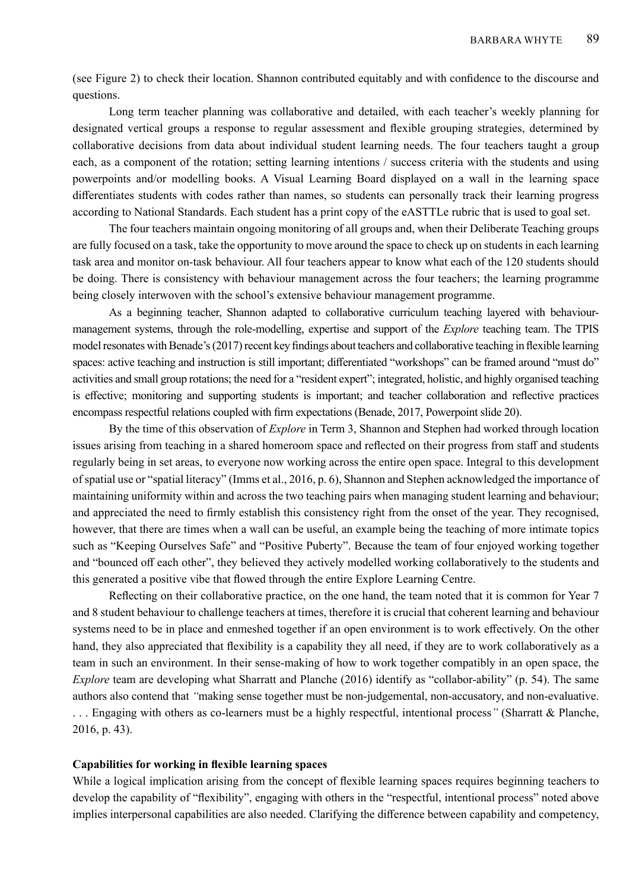(see Figure 2) to check their location. Shannon contributed equitably and with confidence to the discourse and questions.

Long term teacher planning was collaborative and detailed, with each teacher's weekly planning for designated vertical groups a response to regular assessment and flexible grouping strategies, determined by collaborative decisions from data about individual student learning needs. The four teachers taught a group each, as a component of the rotation; setting learning intentions / success criteria with the students and using powerpoints and/or modelling books. A Visual Learning Board displayed on a wall in the learning space differentiates students with codes rather than names, so students can personally track their learning progress according to National Standards. Each student has a print copy of the eASTTLe rubric that is used to goal set.

The four teachers maintain ongoing monitoring of all groups and, when their Deliberate Teaching groups are fully focused on a task, take the opportunity to move around the space to check up on students in each learning task area and monitor on-task behaviour. All four teachers appear to know what each of the 120 students should be doing. There is consistency with behaviour management across the four teachers; the learning programme being closely interwoven with the school's extensive behaviour management programme.

As a beginning teacher, Shannon adapted to collaborative curriculum teaching layered with behaviour-management systems, through the role-modelling, expertise and support of the *Explore* teaching team. The TPIS model resonates with Benade's (2017) recent key findings about teachers and collaborative teaching in flexible learning spaces: active teaching and instruction is still important; differentiated "workshops" can be framed around "must do" activities and small group rotations; the need for a "resident expert"; integrated, holistic, and highly organised teaching is effective; monitoring and supporting students is important; and teacher collaboration and reflective practices encompass respectful relations coupled with firm expectations (Benade, 2017, Powerpoint slide 20).

By the time of this observation of *Explore* in Term 3, Shannon and Stephen had worked through location issues arising from teaching in a shared homeroom space and reflected on their progress from staff and students regularly being in set areas, to everyone now working across the entire open space. Integral to this development of spatial use or "spatial literacy" (Imms et al., 2016, p. 6), Shannon and Stephen acknowledged the importance of maintaining uniformity within and across the two teaching pairs when managing student learning and behaviour; and appreciated the need to firmly establish this consistency right from the onset of the year. They recognised, however, that there are times when a wall can be useful, an example being the teaching of more intimate topics such as "Keeping Ourselves Safe" and "Positive Puberty". Because the team of four enjoyed working together and "bounced off each other", they believed they actively modelled working collaboratively to the students and this generated a positive vibe that flowed through the entire Explore Learning Centre.

Reflecting on their collaborative practice, on the one hand, the team noted that it is common for Year 7 and 8 student behaviour to challenge teachers at times, therefore it is crucial that coherent learning and behaviour systems need to be in place and enmeshed together if an open environment is to work effectively. On the other hand, they also appreciated that flexibility is a capability they all need, if they are to work collaboratively as a team in such an environment. In their sense-making of how to work together compatibly in an open space, the *Explore* team are developing what Sharratt and Planche (2016) identify as "collabor-ability" (p. 54). The same authors also contend that *"making sense together must be non-judgemental, non-accusatory, and non-evaluative. . . . Engaging with others as co-learners must be a highly respectful, intentional process"* (Sharratt & Planche, 2016, p. 43).

**Capabilities for working in flexible learning spaces**

While a logical implication arising from the concept of flexible learning spaces requires beginning teachers to develop the capability of "flexibility", engaging with others in the "respectful, intentional process" noted above implies interpersonal capabilities are also needed. Clarifying the difference between capability and competency,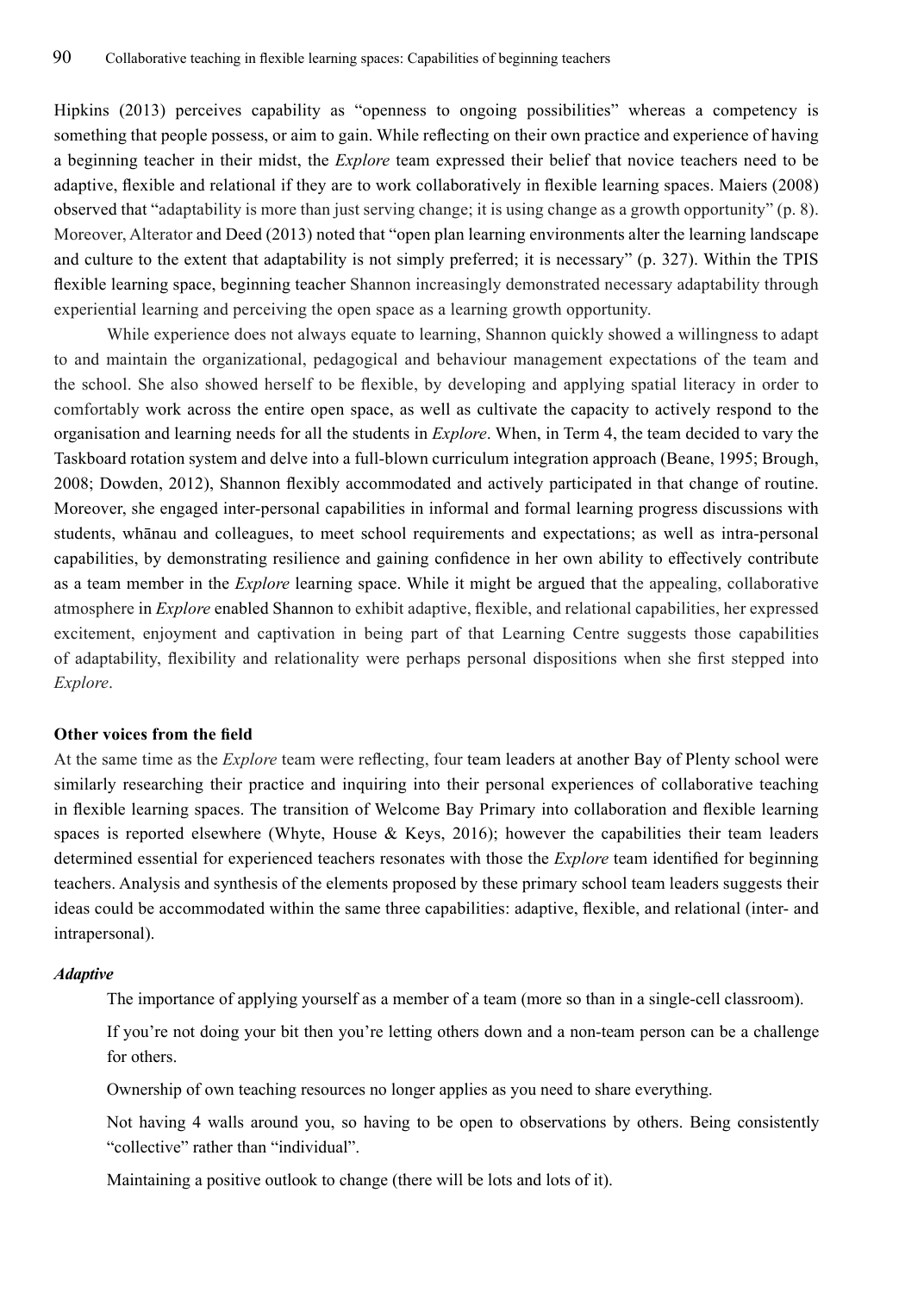Hipkins (2013) perceives capability as "openness to ongoing possibilities" whereas a competency is something that people possess, or aim to gain. While reflecting on their own practice and experience of having a beginning teacher in their midst, the *Explore* team expressed their belief that novice teachers need to be adaptive, flexible and relational if they are to work collaboratively in flexible learning spaces. Maiers (2008) observed that "adaptability is more than just serving change; it is using change as a growth opportunity" (p. 8). Moreover, Alterator and Deed (2013) noted that "open plan learning environments alter the learning landscape and culture to the extent that adaptability is not simply preferred; it is necessary" (p. 327). Within the TPIS flexible learning space, beginning teacher Shannon increasingly demonstrated necessary adaptability through experiential learning and perceiving the open space as a learning growth opportunity.

While experience does not always equate to learning, Shannon quickly showed a willingness to adapt to and maintain the organizational, pedagogical and behaviour management expectations of the team and the school. She also showed herself to be flexible, by developing and applying spatial literacy in order to comfortably work across the entire open space, as well as cultivate the capacity to actively respond to the organisation and learning needs for all the students in *Explore*. When, in Term 4, the team decided to vary the Taskboard rotation system and delve into a full-blown curriculum integration approach (Beane, 1995; Brough, 2008; Dowden, 2012), Shannon flexibly accommodated and actively participated in that change of routine. Moreover, she engaged inter-personal capabilities in informal and formal learning progress discussions with students, whānau and colleagues, to meet school requirements and expectations; as well as intra-personal capabilities, by demonstrating resilience and gaining confidence in her own ability to effectively contribute as a team member in the *Explore* learning space. While it might be argued that the appealing, collaborative atmosphere in *Explore* enabled Shannon to exhibit adaptive, flexible, and relational capabilities, her expressed excitement, enjoyment and captivation in being part of that Learning Centre suggests those capabilities of adaptability, flexibility and relationality were perhaps personal dispositions when she first stepped into *Explore*.

**Other voices from the field**

At the same time as the *Explore* team were reflecting, four team leaders at another Bay of Plenty school were similarly researching their practice and inquiring into their personal experiences of collaborative teaching in flexible learning spaces. The transition of Welcome Bay Primary into collaboration and flexible learning spaces is reported elsewhere (Whyte, House & Keys, 2016); however the capabilities their team leaders determined essential for experienced teachers resonates with those the *Explore* team identified for beginning teachers. Analysis and synthesis of the elements proposed by these primary school team leaders suggests their ideas could be accommodated within the same three capabilities: adaptive, flexible, and relational (inter- and intrapersonal).

***Adaptive***

> The importance of applying yourself as a member of a team (more so than in a single-cell classroom).
>
> If you're not doing your bit then you're letting others down and a non-team person can be a challenge for others.
>
> Ownership of own teaching resources no longer applies as you need to share everything.
>
> Not having 4 walls around you, so having to be open to observations by others. Being consistently "collective" rather than "individual".
>
> Maintaining a positive outlook to change (there will be lots and lots of it).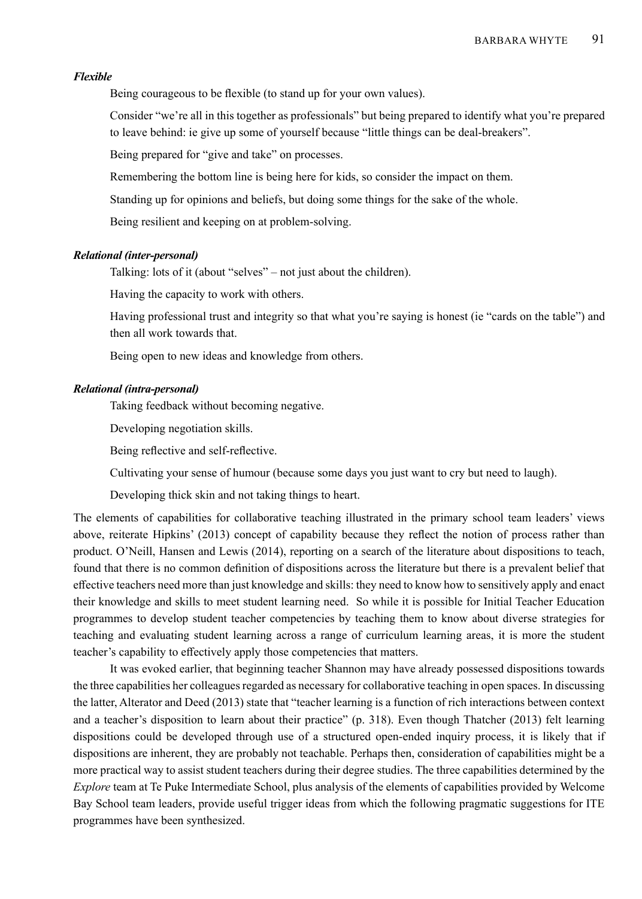***Flexible***

Being courageous to be flexible (to stand up for your own values).

Consider "we're all in this together as professionals" but being prepared to identify what you're prepared to leave behind: ie give up some of yourself because "little things can be deal-breakers".

Being prepared for "give and take" on processes.

Remembering the bottom line is being here for kids, so consider the impact on them.

Standing up for opinions and beliefs, but doing some things for the sake of the whole.

Being resilient and keeping on at problem-solving.

***Relational (inter-personal)***

Talking: lots of it (about "selves" – not just about the children).

Having the capacity to work with others.

Having professional trust and integrity so that what you're saying is honest (ie "cards on the table") and then all work towards that.

Being open to new ideas and knowledge from others.

***Relational (intra-personal)***

Taking feedback without becoming negative.

Developing negotiation skills.

Being reflective and self-reflective.

Cultivating your sense of humour (because some days you just want to cry but need to laugh).

Developing thick skin and not taking things to heart.

The elements of capabilities for collaborative teaching illustrated in the primary school team leaders' views above, reiterate Hipkins' (2013) concept of capability because they reflect the notion of process rather than product. O'Neill, Hansen and Lewis (2014), reporting on a search of the literature about dispositions to teach, found that there is no common definition of dispositions across the literature but there is a prevalent belief that effective teachers need more than just knowledge and skills: they need to know how to sensitively apply and enact their knowledge and skills to meet student learning need. So while it is possible for Initial Teacher Education programmes to develop student teacher competencies by teaching them to know about diverse strategies for teaching and evaluating student learning across a range of curriculum learning areas, it is more the student teacher's capability to effectively apply those competencies that matters.

It was evoked earlier, that beginning teacher Shannon may have already possessed dispositions towards the three capabilities her colleagues regarded as necessary for collaborative teaching in open spaces. In discussing the latter, Alterator and Deed (2013) state that "teacher learning is a function of rich interactions between context and a teacher's disposition to learn about their practice" (p. 318). Even though Thatcher (2013) felt learning dispositions could be developed through use of a structured open-ended inquiry process, it is likely that if dispositions are inherent, they are probably not teachable. Perhaps then, consideration of capabilities might be a more practical way to assist student teachers during their degree studies. The three capabilities determined by the *Explore* team at Te Puke Intermediate School, plus analysis of the elements of capabilities provided by Welcome Bay School team leaders, provide useful trigger ideas from which the following pragmatic suggestions for ITE programmes have been synthesized.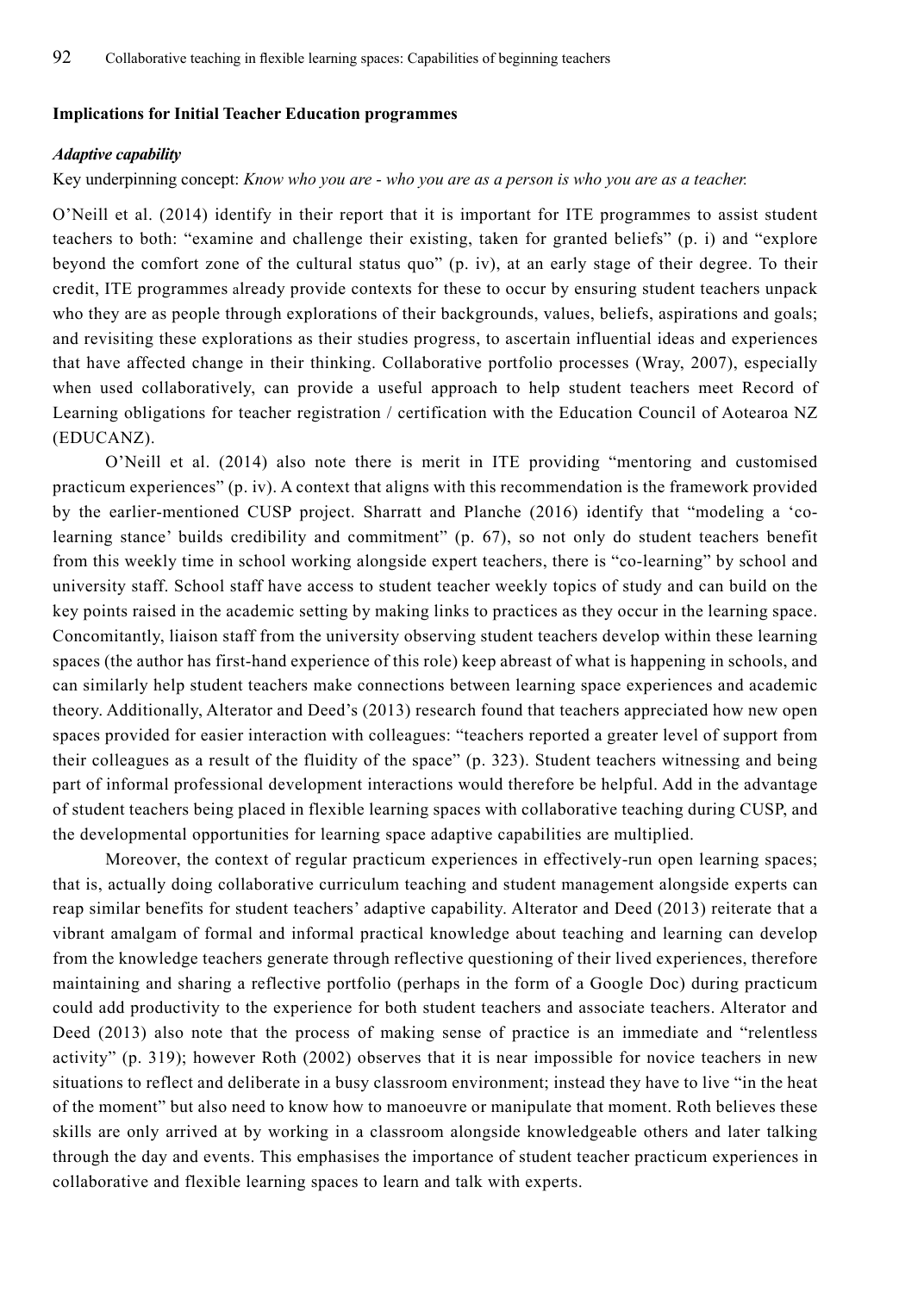## Implications for Initial Teacher Education programmes

### *Adaptive capability*

Key underpinning concept: *Know who you are - who you are as a person is who you are as a teacher.*

O'Neill et al. (2014) identify in their report that it is important for ITE programmes to assist student teachers to both: "examine and challenge their existing, taken for granted beliefs" (p. i) and "explore beyond the comfort zone of the cultural status quo" (p. iv), at an early stage of their degree. To their credit, ITE programmes already provide contexts for these to occur by ensuring student teachers unpack who they are as people through explorations of their backgrounds, values, beliefs, aspirations and goals; and revisiting these explorations as their studies progress, to ascertain influential ideas and experiences that have affected change in their thinking. Collaborative portfolio processes (Wray, 2007), especially when used collaboratively, can provide a useful approach to help student teachers meet Record of Learning obligations for teacher registration / certification with the Education Council of Aotearoa NZ (EDUCANZ).

O'Neill et al. (2014) also note there is merit in ITE providing "mentoring and customised practicum experiences" (p. iv). A context that aligns with this recommendation is the framework provided by the earlier-mentioned CUSP project. Sharratt and Planche (2016) identify that "modeling a 'co-learning stance' builds credibility and commitment" (p. 67), so not only do student teachers benefit from this weekly time in school working alongside expert teachers, there is "co-learning" by school and university staff. School staff have access to student teacher weekly topics of study and can build on the key points raised in the academic setting by making links to practices as they occur in the learning space. Concomitantly, liaison staff from the university observing student teachers develop within these learning spaces (the author has first-hand experience of this role) keep abreast of what is happening in schools, and can similarly help student teachers make connections between learning space experiences and academic theory. Additionally, Alterator and Deed's (2013) research found that teachers appreciated how new open spaces provided for easier interaction with colleagues: "teachers reported a greater level of support from their colleagues as a result of the fluidity of the space" (p. 323). Student teachers witnessing and being part of informal professional development interactions would therefore be helpful. Add in the advantage of student teachers being placed in flexible learning spaces with collaborative teaching during CUSP, and the developmental opportunities for learning space adaptive capabilities are multiplied.

Moreover, the context of regular practicum experiences in effectively-run open learning spaces; that is, actually doing collaborative curriculum teaching and student management alongside experts can reap similar benefits for student teachers' adaptive capability. Alterator and Deed (2013) reiterate that a vibrant amalgam of formal and informal practical knowledge about teaching and learning can develop from the knowledge teachers generate through reflective questioning of their lived experiences, therefore maintaining and sharing a reflective portfolio (perhaps in the form of a Google Doc) during practicum could add productivity to the experience for both student teachers and associate teachers. Alterator and Deed (2013) also note that the process of making sense of practice is an immediate and "relentless activity" (p. 319); however Roth (2002) observes that it is near impossible for novice teachers in new situations to reflect and deliberate in a busy classroom environment; instead they have to live "in the heat of the moment" but also need to know how to manoeuvre or manipulate that moment. Roth believes these skills are only arrived at by working in a classroom alongside knowledgeable others and later talking through the day and events. This emphasises the importance of student teacher practicum experiences in collaborative and flexible learning spaces to learn and talk with experts.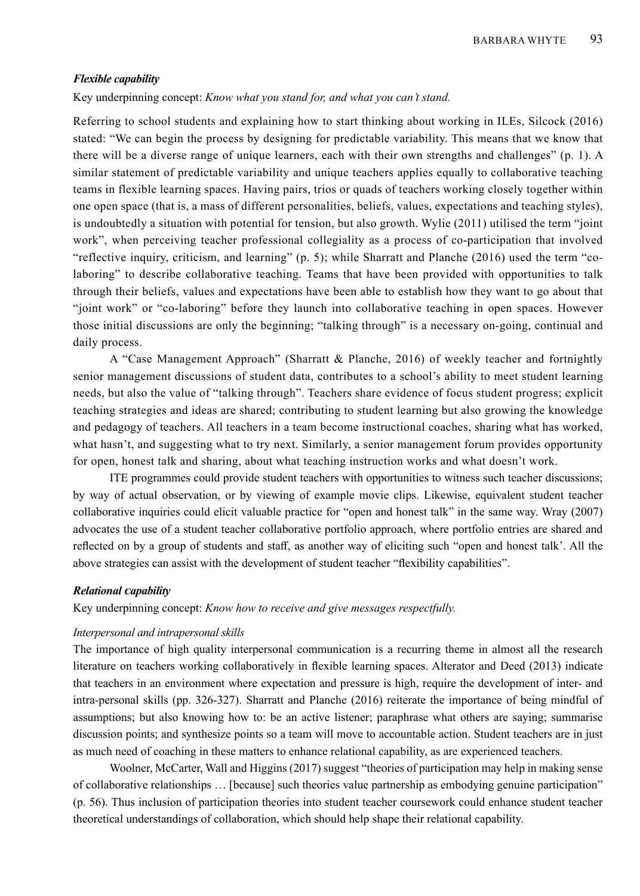### *Flexible capability*

Key underpinning concept: *Know what you stand for, and what you can't stand.*

Referring to school students and explaining how to start thinking about working in ILEs, Silcock (2016) stated: "We can begin the process by designing for predictable variability. This means that we know that there will be a diverse range of unique learners, each with their own strengths and challenges" (p. 1). A similar statement of predictable variability and unique teachers applies equally to collaborative teaching teams in flexible learning spaces. Having pairs, trios or quads of teachers working closely together within one open space (that is, a mass of different personalities, beliefs, values, expectations and teaching styles), is undoubtedly a situation with potential for tension, but also growth. Wylie (2011) utilised the term "joint work", when perceiving teacher professional collegiality as a process of co-participation that involved "reflective inquiry, criticism, and learning" (p. 5); while Sharratt and Planche (2016) used the term "co-laboring" to describe collaborative teaching. Teams that have been provided with opportunities to talk through their beliefs, values and expectations have been able to establish how they want to go about that "joint work" or "co-laboring" before they launch into collaborative teaching in open spaces. However those initial discussions are only the beginning; "talking through" is a necessary on-going, continual and daily process.

A "Case Management Approach" (Sharratt & Planche, 2016) of weekly teacher and fortnightly senior management discussions of student data, contributes to a school's ability to meet student learning needs, but also the value of "talking through". Teachers share evidence of focus student progress; explicit teaching strategies and ideas are shared; contributing to student learning but also growing the knowledge and pedagogy of teachers. All teachers in a team become instructional coaches, sharing what has worked, what hasn't, and suggesting what to try next. Similarly, a senior management forum provides opportunity for open, honest talk and sharing, about what teaching instruction works and what doesn't work.

ITE programmes could provide student teachers with opportunities to witness such teacher discussions; by way of actual observation, or by viewing of example movie clips. Likewise, equivalent student teacher collaborative inquiries could elicit valuable practice for "open and honest talk" in the same way. Wray (2007) advocates the use of a student teacher collaborative portfolio approach, where portfolio entries are shared and reflected on by a group of students and staff, as another way of eliciting such "open and honest talk'. All the above strategies can assist with the development of student teacher "flexibility capabilities".

### *Relational capability*

Key underpinning concept: *Know how to receive and give messages respectfully.*

#### *Interpersonal and intrapersonal skills*

The importance of high quality interpersonal communication is a recurring theme in almost all the research literature on teachers working collaboratively in flexible learning spaces. Alterator and Deed (2013) indicate that teachers in an environment where expectation and pressure is high, require the development of inter- and intra-personal skills (pp. 326-327). Sharratt and Planche (2016) reiterate the importance of being mindful of assumptions; but also knowing how to: be an active listener; paraphrase what others are saying; summarise discussion points; and synthesize points so a team will move to accountable action. Student teachers are in just as much need of coaching in these matters to enhance relational capability, as are experienced teachers.

Woolner, McCarter, Wall and Higgins (2017) suggest "theories of participation may help in making sense of collaborative relationships … [because] such theories value partnership as embodying genuine participation" (p. 56). Thus inclusion of participation theories into student teacher coursework could enhance student teacher theoretical understandings of collaboration, which should help shape their relational capability.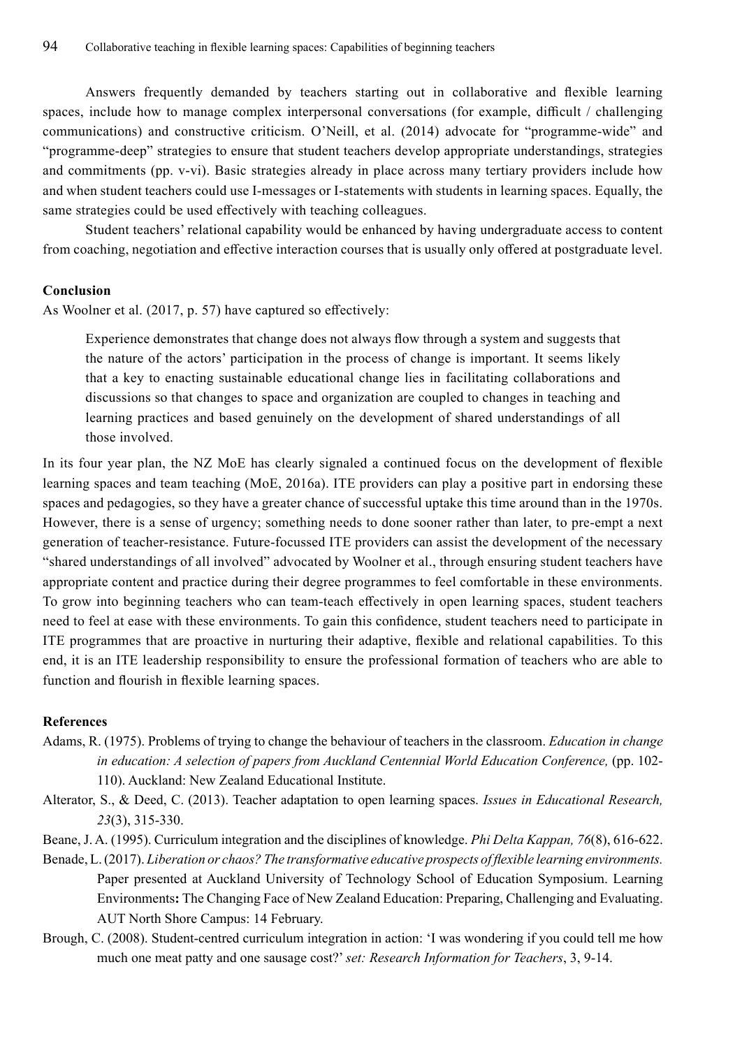Answers frequently demanded by teachers starting out in collaborative and flexible learning spaces, include how to manage complex interpersonal conversations (for example, difficult / challenging communications) and constructive criticism. O'Neill, et al. (2014) advocate for "programme-wide" and "programme-deep" strategies to ensure that student teachers develop appropriate understandings, strategies and commitments (pp. v-vi). Basic strategies already in place across many tertiary providers include how and when student teachers could use I-messages or I-statements with students in learning spaces. Equally, the same strategies could be used effectively with teaching colleagues.

Student teachers' relational capability would be enhanced by having undergraduate access to content from coaching, negotiation and effective interaction courses that is usually only offered at postgraduate level.

**Conclusion**

As Woolner et al. (2017, p. 57) have captured so effectively:

> Experience demonstrates that change does not always flow through a system and suggests that the nature of the actors' participation in the process of change is important. It seems likely that a key to enacting sustainable educational change lies in facilitating collaborations and discussions so that changes to space and organization are coupled to changes in teaching and learning practices and based genuinely on the development of shared understandings of all those involved.

In its four year plan, the NZ MoE has clearly signaled a continued focus on the development of flexible learning spaces and team teaching (MoE, 2016a). ITE providers can play a positive part in endorsing these spaces and pedagogies, so they have a greater chance of successful uptake this time around than in the 1970s. However, there is a sense of urgency; something needs to done sooner rather than later, to pre-empt a next generation of teacher-resistance. Future-focussed ITE providers can assist the development of the necessary "shared understandings of all involved" advocated by Woolner et al., through ensuring student teachers have appropriate content and practice during their degree programmes to feel comfortable in these environments. To grow into beginning teachers who can team-teach effectively in open learning spaces, student teachers need to feel at ease with these environments. To gain this confidence, student teachers need to participate in ITE programmes that are proactive in nurturing their adaptive, flexible and relational capabilities. To this end, it is an ITE leadership responsibility to ensure the professional formation of teachers who are able to function and flourish in flexible learning spaces.

**References**

Adams, R. (1975). Problems of trying to change the behaviour of teachers in the classroom. *Education in change in education: A selection of papers from Auckland Centennial World Education Conference,* (pp. 102-110). Auckland: New Zealand Educational Institute.

Alterator, S., & Deed, C. (2013). Teacher adaptation to open learning spaces. *Issues in Educational Research, 23*(3), 315-330.

Beane, J. A. (1995). Curriculum integration and the disciplines of knowledge. *Phi Delta Kappan, 76*(8), 616-622.

Benade, L. (2017). *Liberation or chaos? The transformative educative prospects of flexible learning environments.* Paper presented at Auckland University of Technology School of Education Symposium. Learning Environments**:** The Changing Face of New Zealand Education: Preparing, Challenging and Evaluating. AUT North Shore Campus: 14 February.

Brough, C. (2008). Student-centred curriculum integration in action: 'I was wondering if you could tell me how much one meat patty and one sausage cost?' *set: Research Information for Teachers*, 3, 9-14.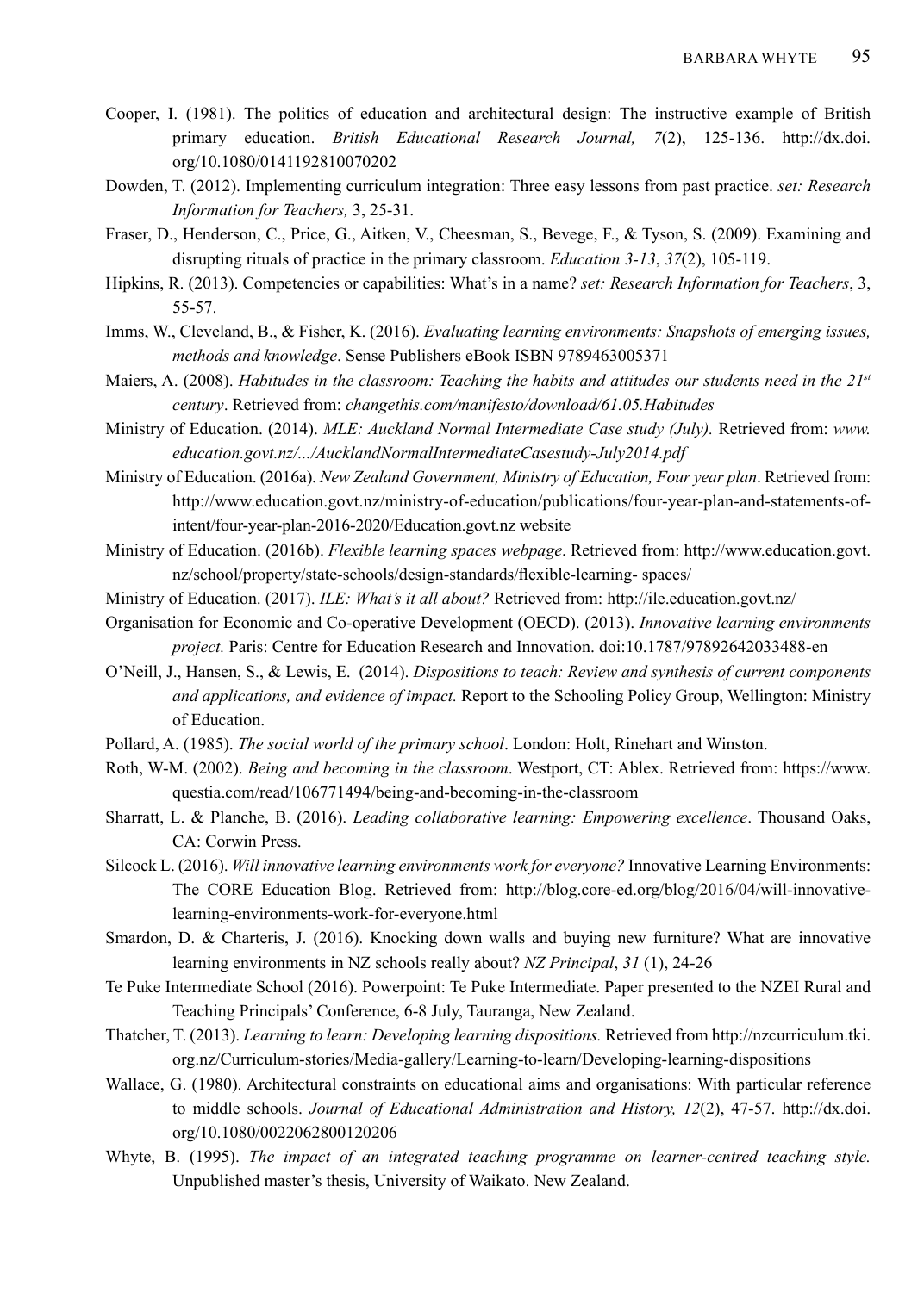Cooper, I. (1981). The politics of education and architectural design: The instructive example of British primary education. *British Educational Research Journal, 7*(2), 125-136. http://dx.doi.org/10.1080/0141192810070202

Dowden, T. (2012). Implementing curriculum integration: Three easy lessons from past practice. *set: Research Information for Teachers,* 3, 25-31.

Fraser, D., Henderson, C., Price, G., Aitken, V., Cheesman, S., Bevege, F., & Tyson, S. (2009). Examining and disrupting rituals of practice in the primary classroom. *Education 3-13*, *37*(2), 105-119.

Hipkins, R. (2013). Competencies or capabilities: What's in a name? *set: Research Information for Teachers*, 3, 55-57.

Imms, W., Cleveland, B., & Fisher, K. (2016). *Evaluating learning environments: Snapshots of emerging issues, methods and knowledge*. Sense Publishers eBook ISBN 9789463005371

Maiers, A. (2008). *Habitudes in the classroom: Teaching the habits and attitudes our students need in the 21st century*. Retrieved from: *changethis.com/manifesto/download/61.05.Habitudes*

Ministry of Education. (2014). *MLE: Auckland Normal Intermediate Case study (July).* Retrieved from: *www.education.govt.nz/.../AucklandNormalIntermediateCasestudy-July2014.pdf*

Ministry of Education. (2016a). *New Zealand Government, Ministry of Education, Four year plan*. Retrieved from: http://www.education.govt.nz/ministry-of-education/publications/four-year-plan-and-statements-of-intent/four-year-plan-2016-2020/Education.govt.nz website

Ministry of Education. (2016b). *Flexible learning spaces webpage*. Retrieved from: http://www.education.govt.nz/school/property/state-schools/design-standards/flexible-learning- spaces/

Ministry of Education. (2017). *ILE: What's it all about?* Retrieved from: http://ile.education.govt.nz/

Organisation for Economic and Co-operative Development (OECD). (2013). *Innovative learning environments project.* Paris: Centre for Education Research and Innovation. doi:10.1787/97892642033488-en

O'Neill, J., Hansen, S., & Lewis, E. (2014). *Dispositions to teach: Review and synthesis of current components and applications, and evidence of impact.* Report to the Schooling Policy Group, Wellington: Ministry of Education.

Pollard, A. (1985). *The social world of the primary school*. London: Holt, Rinehart and Winston.

Roth, W-M. (2002). *Being and becoming in the classroom*. Westport, CT: Ablex. Retrieved from: https://www.questia.com/read/106771494/being-and-becoming-in-the-classroom

Sharratt, L. & Planche, B. (2016). *Leading collaborative learning: Empowering excellence*. Thousand Oaks, CA: Corwin Press.

Silcock L. (2016). *Will innovative learning environments work for everyone?* Innovative Learning Environments: The CORE Education Blog. Retrieved from: http://blog.core-ed.org/blog/2016/04/will-innovative-learning-environments-work-for-everyone.html

Smardon, D. & Charteris, J. (2016). Knocking down walls and buying new furniture? What are innovative learning environments in NZ schools really about? *NZ Principal*, *31* (1), 24-26

Te Puke Intermediate School (2016). Powerpoint: Te Puke Intermediate. Paper presented to the NZEI Rural and Teaching Principals' Conference, 6-8 July, Tauranga, New Zealand.

Thatcher, T. (2013). *Learning to learn: Developing learning dispositions.* Retrieved from http://nzcurriculum.tki.org.nz/Curriculum-stories/Media-gallery/Learning-to-learn/Developing-learning-dispositions

Wallace, G. (1980). Architectural constraints on educational aims and organisations: With particular reference to middle schools. *Journal of Educational Administration and History, 12*(2), 47-57. http://dx.doi.org/10.1080/0022062800120206

Whyte, B. (1995). *The impact of an integrated teaching programme on learner-centred teaching style.* Unpublished master's thesis, University of Waikato. New Zealand.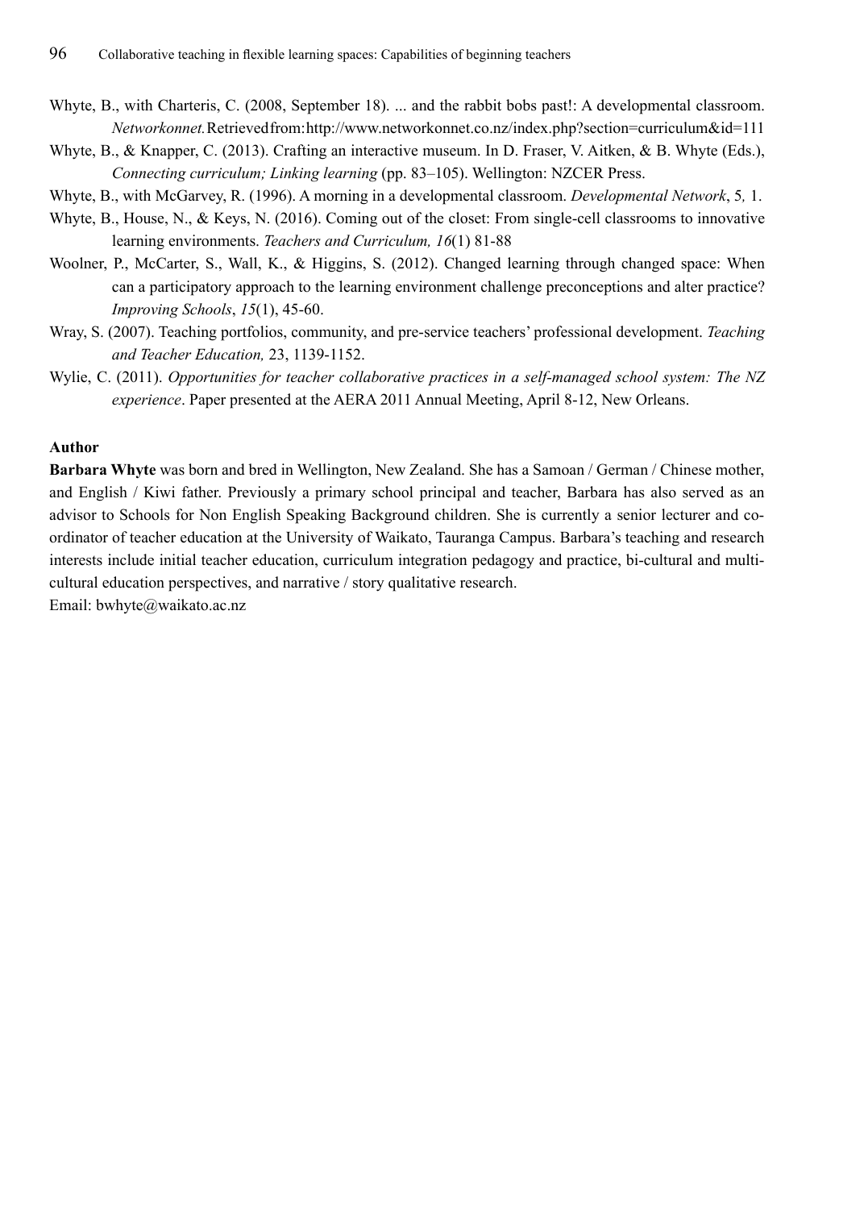Whyte, B., with Charteris, C. (2008, September 18). ... and the rabbit bobs past!: A developmental classroom. *Networkonnet.* Retrieved from: http://www.networkonnet.co.nz/index.php?section=curriculum&id=111

Whyte, B., & Knapper, C. (2013). Crafting an interactive museum. In D. Fraser, V. Aitken, & B. Whyte (Eds.), *Connecting curriculum; Linking learning* (pp. 83–105). Wellington: NZCER Press.

Whyte, B., with McGarvey, R. (1996). A morning in a developmental classroom. *Developmental Network*, 5*,* 1.

Whyte, B., House, N., & Keys, N. (2016). Coming out of the closet: From single-cell classrooms to innovative learning environments. *Teachers and Curriculum, 16*(1) 81-88

Woolner, P., McCarter, S., Wall, K., & Higgins, S. (2012). Changed learning through changed space: When can a participatory approach to the learning environment challenge preconceptions and alter practice? *Improving Schools*, *15*(1), 45-60.

Wray, S. (2007). Teaching portfolios, community, and pre-service teachers' professional development. *Teaching and Teacher Education,* 23, 1139-1152.

Wylie, C. (2011). *Opportunities for teacher collaborative practices in a self-managed school system: The NZ experience*. Paper presented at the AERA 2011 Annual Meeting, April 8-12, New Orleans.

**Author**

**Barbara Whyte** was born and bred in Wellington, New Zealand. She has a Samoan / German / Chinese mother, and English / Kiwi father. Previously a primary school principal and teacher, Barbara has also served as an advisor to Schools for Non English Speaking Background children. She is currently a senior lecturer and co-ordinator of teacher education at the University of Waikato, Tauranga Campus. Barbara's teaching and research interests include initial teacher education, curriculum integration pedagogy and practice, bi-cultural and multi-cultural education perspectives, and narrative / story qualitative research.

Email: bwhyte@waikato.ac.nz